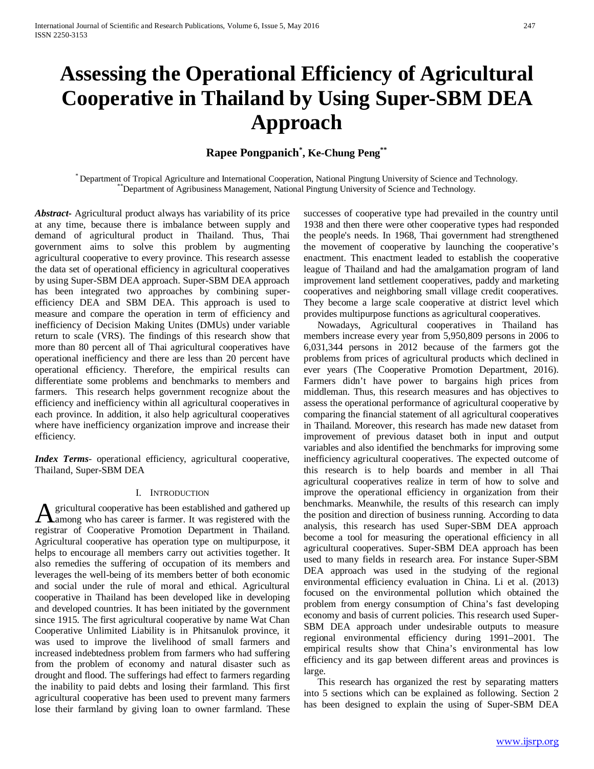# Assessing the Operational Efficiency of Agricultural Cooperative in Thailand by Using Super-SBM DEA Approach

**Rapee Pongpanich[*], Ke-Chung Peng[**]**

[*] Department of Tropical Agriculture and International Cooperation, National Pingtung University of Science and Technology.
[**] Department of Agribusiness Management, National Pingtung University of Science and Technology.

***Abstract***- Agricultural product always has variability of its price at any time, because there is imbalance between supply and demand of agricultural product in Thailand. Thus, Thai government aims to solve this problem by augmenting agricultural cooperative to every province. This research assesse the data set of operational efficiency in agricultural cooperatives by using Super-SBM DEA approach. Super-SBM DEA approach has been integrated two approaches by combining super-efficiency DEA and SBM DEA. This approach is used to measure and compare the operation in term of efficiency and inefficiency of Decision Making Unites (DMUs) under variable return to scale (VRS). The findings of this research show that more than 80 percent all of Thai agricultural cooperatives have operational inefficiency and there are less than 20 percent have operational efficiency. Therefore, the empirical results can differentiate some problems and benchmarks to members and farmers. This research helps government recognize about the efficiency and inefficiency within all agricultural cooperatives in each province. In addition, it also help agricultural cooperatives where have inefficiency organization improve and increase their efficiency.

***Index Terms***- operational efficiency, agricultural cooperative, Thailand, Super-SBM DEA

## I. Introduction

Agricultural cooperative has been established and gathered up among who has career is farmer. It was registered with the registrar of Cooperative Promotion Department in Thailand. Agricultural cooperative has operation type on multipurpose, it helps to encourage all members carry out activities together. It also remedies the suffering of occupation of its members and leverages the well-being of its members better of both economic and social under the rule of moral and ethical. Agricultural cooperative in Thailand has been developed like in developing and developed countries. It has been initiated by the government since 1915. The first agricultural cooperative by name Wat Chan Cooperative Unlimited Liability is in Phitsanulok province, it was used to improve the livelihood of small farmers and increased indebtedness problem from farmers who had suffering from the problem of economy and natural disaster such as drought and flood. The sufferings had effect to farmers regarding the inability to paid debts and losing their farmland. This first agricultural cooperative has been used to prevent many farmers lose their farmland by giving loan to owner farmland. These successes of cooperative type had prevailed in the country until 1938 and then there were other cooperative types had responded the people's needs. In 1968, Thai government had strengthened the movement of cooperative by launching the cooperative's enactment. This enactment leaded to establish the cooperative league of Thailand and had the amalgamation program of land improvement land settlement cooperatives, paddy and marketing cooperatives and neighboring small village credit cooperatives. They become a large scale cooperative at district level which provides multipurpose functions as agricultural cooperatives.

Nowadays, Agricultural cooperatives in Thailand has members increase every year from 5,950,809 persons in 2006 to 6,031,344 persons in 2012 because of the farmers got the problems from prices of agricultural products which declined in ever years (The Cooperative Promotion Department, 2016). Farmers didn't have power to bargains high prices from middleman. Thus, this research measures and has objectives to assess the operational performance of agricultural cooperative by comparing the financial statement of all agricultural cooperatives in Thailand. Moreover, this research has made new dataset from improvement of previous dataset both in input and output variables and also identified the benchmarks for improving some inefficiency agricultural cooperatives. The expected outcome of this research is to help boards and member in all Thai agricultural cooperatives realize in term of how to solve and improve the operational efficiency in organization from their benchmarks. Meanwhile, the results of this research can imply the position and direction of business running. According to data analysis, this research has used Super-SBM DEA approach become a tool for measuring the operational efficiency in all agricultural cooperatives. Super-SBM DEA approach has been used to many fields in research area. For instance Super-SBM DEA approach was used in the studying of the regional environmental efficiency evaluation in China. Li et al. (2013) focused on the environmental pollution which obtained the problem from energy consumption of China's fast developing economy and basis of current policies. This research used Super-SBM DEA approach under undesirable outputs to measure regional environmental efficiency during 1991–2001. The empirical results show that China's environmental has low efficiency and its gap between different areas and provinces is large.

This research has organized the rest by separating matters into 5 sections which can be explained as following. Section 2 has been designed to explain the using of Super-SBM DEA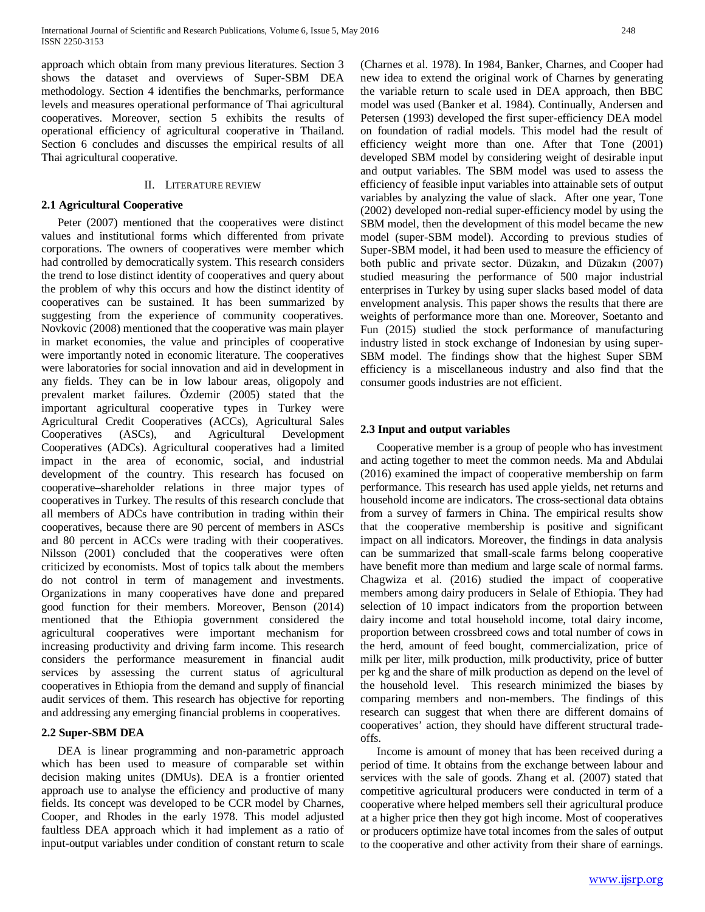approach which obtain from many previous literatures. Section 3 shows the dataset and overviews of Super-SBM DEA methodology. Section 4 identifies the benchmarks, performance levels and measures operational performance of Thai agricultural cooperatives. Moreover, section 5 exhibits the results of operational efficiency of agricultural cooperative in Thailand. Section 6 concludes and discusses the empirical results of all Thai agricultural cooperative.

## II. LITERATURE REVIEW

### 2.1 Agricultural Cooperative

Peter (2007) mentioned that the cooperatives were distinct values and institutional forms which differented from private corporations. The owners of cooperatives were member which had controlled by democratically system. This research considers the trend to lose distinct identity of cooperatives and query about the problem of why this occurs and how the distinct identity of cooperatives can be sustained. It has been summarized by suggesting from the experience of community cooperatives. Novkovic (2008) mentioned that the cooperative was main player in market economies, the value and principles of cooperative were importantly noted in economic literature. The cooperatives were laboratories for social innovation and aid in development in any fields. They can be in low labour areas, oligopoly and prevalent market failures. Özdemir (2005) stated that the important agricultural cooperative types in Turkey were Agricultural Credit Cooperatives (ACCs), Agricultural Sales Cooperatives (ASCs), and Agricultural Development Cooperatives (ADCs). Agricultural cooperatives had a limited impact in the area of economic, social, and industrial development of the country. This research has focused on cooperative–shareholder relations in three major types of cooperatives in Turkey. The results of this research conclude that all members of ADCs have contribution in trading within their cooperatives, because there are 90 percent of members in ASCs and 80 percent in ACCs were trading with their cooperatives. Nilsson (2001) concluded that the cooperatives were often criticized by economists. Most of topics talk about the members do not control in term of management and investments. Organizations in many cooperatives have done and prepared good function for their members. Moreover, Benson (2014) mentioned that the Ethiopia government considered the agricultural cooperatives were important mechanism for increasing productivity and driving farm income. This research considers the performance measurement in financial audit services by assessing the current status of agricultural cooperatives in Ethiopia from the demand and supply of financial audit services of them. This research has objective for reporting and addressing any emerging financial problems in cooperatives.

### 2.2 Super-SBM DEA

DEA is linear programming and non-parametric approach which has been used to measure of comparable set within decision making unites (DMUs). DEA is a frontier oriented approach use to analyse the efficiency and productive of many fields. Its concept was developed to be CCR model by Charnes, Cooper, and Rhodes in the early 1978. This model adjusted faultless DEA approach which it had implement as a ratio of input-output variables under condition of constant return to scale (Charnes et al. 1978). In 1984, Banker, Charnes, and Cooper had new idea to extend the original work of Charnes by generating the variable return to scale used in DEA approach, then BBC model was used (Banker et al. 1984). Continually, Andersen and Petersen (1993) developed the first super-efficiency DEA model on foundation of radial models. This model had the result of efficiency weight more than one. After that Tone (2001) developed SBM model by considering weight of desirable input and output variables. The SBM model was used to assess the efficiency of feasible input variables into attainable sets of output variables by analyzing the value of slack. After one year, Tone (2002) developed non-redial super-efficiency model by using the SBM model, then the development of this model became the new model (super-SBM model). According to previous studies of Super-SBM model, it had been used to measure the efficiency of both public and private sector. Düzakın, and Düzakın (2007) studied measuring the performance of 500 major industrial enterprises in Turkey by using super slacks based model of data envelopment analysis. This paper shows the results that there are weights of performance more than one. Moreover, Soetanto and Fun (2015) studied the stock performance of manufacturing industry listed in stock exchange of Indonesian by using super-SBM model. The findings show that the highest Super SBM efficiency is a miscellaneous industry and also find that the consumer goods industries are not efficient.

### 2.3 Input and output variables

Cooperative member is a group of people who has investment and acting together to meet the common needs. Ma and Abdulai (2016) examined the impact of cooperative membership on farm performance. This research has used apple yields, net returns and household income are indicators. The cross-sectional data obtains from a survey of farmers in China. The empirical results show that the cooperative membership is positive and significant impact on all indicators. Moreover, the findings in data analysis can be summarized that small-scale farms belong cooperative have benefit more than medium and large scale of normal farms. Chagwiza et al. (2016) studied the impact of cooperative members among dairy producers in Selale of Ethiopia. They had selection of 10 impact indicators from the proportion between dairy income and total household income, total dairy income, proportion between crossbreed cows and total number of cows in the herd, amount of feed bought, commercialization, price of milk per liter, milk production, milk productivity, price of butter per kg and the share of milk production as depend on the level of the household level. This research minimized the biases by comparing members and non-members. The findings of this research can suggest that when there are different domains of cooperatives' action, they should have different structural trade-offs.

Income is amount of money that has been received during a period of time. It obtains from the exchange between labour and services with the sale of goods. Zhang et al. (2007) stated that competitive agricultural producers were conducted in term of a cooperative where helped members sell their agricultural produce at a higher price then they got high income. Most of cooperatives or producers optimize have total incomes from the sales of output to the cooperative and other activity from their share of earnings.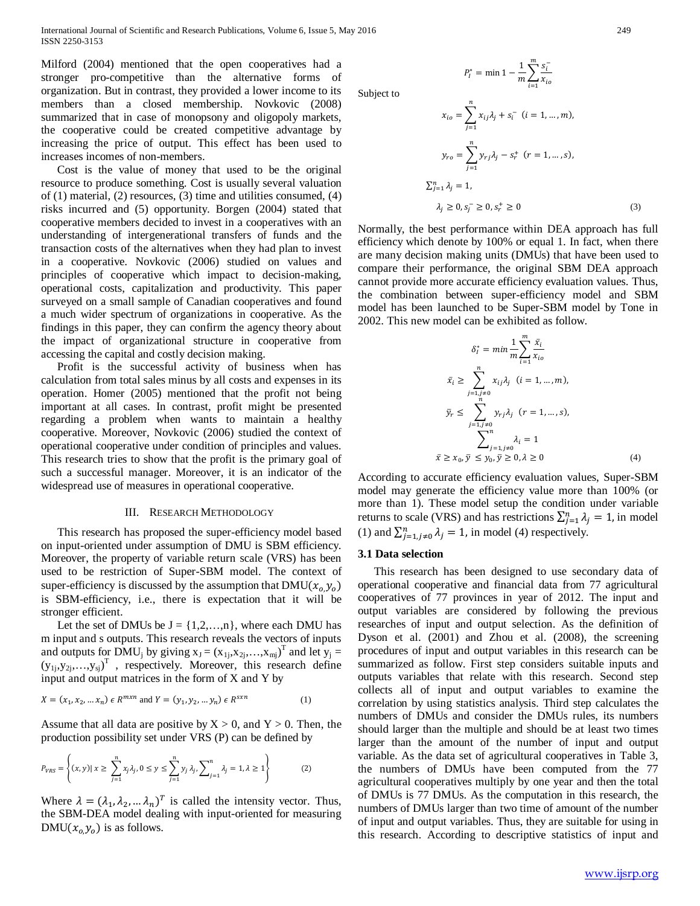Milford (2004) mentioned that the open cooperatives had a stronger pro-competitive than the alternative forms of organization. But in contrast, they provided a lower income to its members than a closed membership. Novkovic (2008) summarized that in case of monopsony and oligopoly markets, the cooperative could be created competitive advantage by increasing the price of output. This effect has been used to increases incomes of non-members.

Cost is the value of money that used to be the original resource to produce something. Cost is usually several valuation of (1) material, (2) resources, (3) time and utilities consumed, (4) risks incurred and (5) opportunity. Borgen (2004) stated that cooperative members decided to invest in a cooperatives with an understanding of intergenerational transfers of funds and the transaction costs of the alternatives when they had plan to invest in a cooperative. Novkovic (2006) studied on values and principles of cooperative which impact to decision-making, operational costs, capitalization and productivity. This paper surveyed on a small sample of Canadian cooperatives and found a much wider spectrum of organizations in cooperative. As the findings in this paper, they can confirm the agency theory about the impact of organizational structure in cooperative from accessing the capital and costly decision making.

Profit is the successful activity of business when has calculation from total sales minus by all costs and expenses in its operation. Homer (2005) mentioned that the profit not being important at all cases. In contrast, profit might be presented regarding a problem when wants to maintain a healthy cooperative. Moreover, Novkovic (2006) studied the context of operational cooperative under condition of principles and values. This research tries to show that the profit is the primary goal of such a successful manager. Moreover, it is an indicator of the widespread use of measures in operational cooperative.

## III. Research Methodology

This research has proposed the super-efficiency model based on input-oriented under assumption of DMU is SBM efficiency. Moreover, the property of variable return scale (VRS) has been used to be restriction of Super-SBM model. The context of super-efficiency is discussed by the assumption that DMU$(x_o, y_o)$ is SBM-efficiency, i.e., there is expectation that it will be stronger efficient.

Let the set of DMUs be J = {1,2,…,n}, where each DMU has m input and s outputs. This research reveals the vectors of inputs and outputs for DMU$_j$ by giving $x_J = (x_{1j}, x_{2j}, \ldots, x_{mj})^T$ and let $y_j = (y_{1j}, y_{2j}, \ldots, y_{sj})^T$ , respectively. Moreover, this research define input and output matrices in the form of X and Y by

$$X = (x_1, x_2, \ldots x_n) \in R^{m \times n} \text{ and } Y = (y_1, y_2, \ldots y_n) \in R^{s \times n} \tag{1}$$

Assume that all data are positive by X > 0, and Y > 0. Then, the production possibility set under VRS (P) can be defined by

$$P_{VRS} = \left\{ (x,y) \mid x \geq \sum_{j=1}^{n} x_j \lambda_j, 0 \leq y \leq \sum_{j=1}^{n} y_j \lambda_j, \sum_{j=1}^{n} \lambda_j = 1, \lambda \geq 1 \right\} \tag{2}$$

Where $\lambda = (\lambda_1, \lambda_2, \ldots \lambda_n)^T$ is called the intensity vector. Thus, the SBM-DEA model dealing with input-oriented for measuring DMU$(x_o, y_o)$ is as follows.

$$P_I^* = \min 1 - \frac{1}{m} \sum_{i=1}^{m} \frac{s_i^-}{x_{io}}$$

Subject to

$$x_{io} = \sum_{j=1}^{n} x_{ij} \lambda_j + s_i^- \quad (i = 1, \ldots, m),$$

$$y_{ro} = \sum_{j=1}^{n} y_{rj} \lambda_j - s_r^+ \quad (r = 1, \ldots, s),$$

$$\sum_{j=1}^{n} \lambda_j = 1,$$

$$\lambda_j \geq 0, s_j^- \geq 0, s_r^+ \geq 0 \tag{3}$$

Normally, the best performance within DEA approach has full efficiency which denote by 100% or equal 1. In fact, when there are many decision making units (DMUs) that have been used to compare their performance, the original SBM DEA approach cannot provide more accurate efficiency evaluation values. Thus, the combination between super-efficiency model and SBM model has been launched to be Super-SBM model by Tone in 2002. This new model can be exhibited as follow.

$$\delta_I^* = \min \frac{1}{m} \sum_{i=1}^{m} \frac{\bar{x}_i}{x_{io}}$$

$$\bar{x}_i \geq \sum_{j=1, j \neq 0}^{n} x_{ij} \lambda_j \quad (i = 1, \ldots, m),$$

$$\bar{y}_r \leq \sum_{j=1, j \neq 0}^{n} y_{rj} \lambda_j \quad (r = 1, \ldots, s),$$

$$\sum_{j=1, j \neq 0}^{n} \lambda_i = 1$$

$$\bar{x} \geq x_0, \bar{y} \leq y_0, \bar{y} \geq 0, \lambda \geq 0 \tag{4}$$

According to accurate efficiency evaluation values, Super-SBM model may generate the efficiency value more than 100% (or more than 1). These model setup the condition under variable returns to scale (VRS) and has restrictions $\sum_{j=1}^{n} \lambda_j = 1$, in model (1) and $\sum_{j=1, j \neq 0}^{n} \lambda_j = 1$, in model (4) respectively.

### 3.1 Data selection

This research has been designed to use secondary data of operational cooperative and financial data from 77 agricultural cooperatives of 77 provinces in year of 2012. The input and output variables are considered by following the previous researches of input and output selection. As the definition of Dyson et al. (2001) and Zhou et al. (2008), the screening procedures of input and output variables in this research can be summarized as follow. First step considers suitable inputs and outputs variables that relate with this research. Second step collects all of input and output variables to examine the correlation by using statistics analysis. Third step calculates the numbers of DMUs and consider the DMUs rules, its numbers should larger than the multiple and should be at least two times larger than the amount of the number of input and output variable. As the data set of agricultural cooperatives in Table 3, the numbers of DMUs have been computed from the 77 agricultural cooperatives multiply by one year and then the total of DMUs is 77 DMUs. As the computation in this research, the numbers of DMUs larger than two time of amount of the number of input and output variables. Thus, they are suitable for using in this research. According to descriptive statistics of input and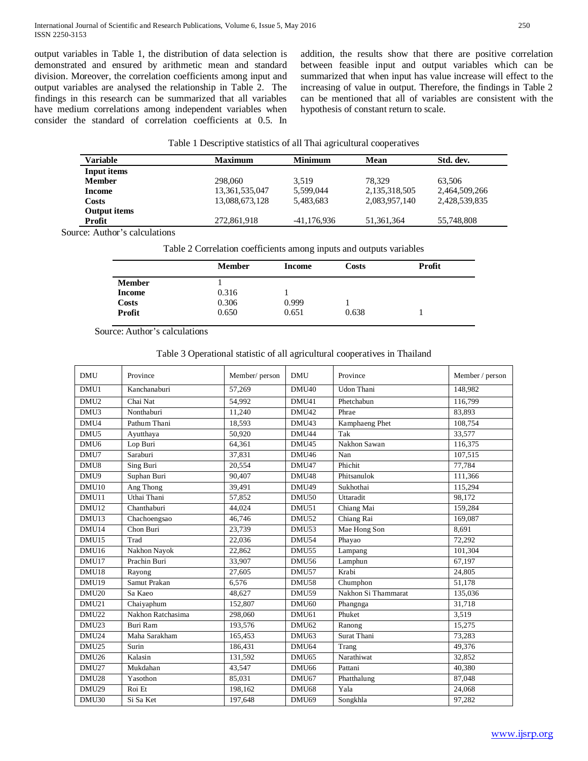output variables in Table 1, the distribution of data selection is demonstrated and ensured by arithmetic mean and standard division. Moreover, the correlation coefficients among input and output variables are analysed the relationship in Table 2. The findings in this research can be summarized that all variables have medium correlations among independent variables when consider the standard of correlation coefficients at 0.5. In addition, the results show that there are positive correlation between feasible input and output variables which can be summarized that when input has value increase will effect to the increasing of value in output. Therefore, the findings in Table 2 can be mentioned that all of variables are consistent with the hypothesis of constant return to scale.

Table 1 Descriptive statistics of all Thai agricultural cooperatives

| Variable | Maximum | Minimum | Mean | Std. dev. |
|---|---|---|---|---|
| **Input items** | | | | |
| **Member** | 298,060 | 3,519 | 78,329 | 63,506 |
| **Income** | 13,361,535,047 | 5,599,044 | 2,135,318,505 | 2,464,509,266 |
| **Costs** | 13,088,673,128 | 5,483,683 | 2,083,957,140 | 2,428,539,835 |
| **Output items** | | | | |
| **Profit** | 272,861,918 | -41,176,936 | 51,361,364 | 55,748,808 |

Source: Author's calculations

Table 2 Correlation coefficients among inputs and outputs variables

| | Member | Income | Costs | Profit |
|---|---|---|---|---|
| **Member** | 1 | | | |
| **Income** | 0.316 | 1 | | |
| **Costs** | 0.306 | 0.999 | 1 | |
| **Profit** | 0.650 | 0.651 | 0.638 | 1 |

Source: Author's calculations

Table 3 Operational statistic of all agricultural cooperatives in Thailand

| DMU | Province | Member/ person | DMU | Province | Member / person |
|---|---|---|---|---|---|
| DMU1 | Kanchanaburi | 57,269 | DMU40 | Udon Thani | 148,982 |
| DMU2 | Chai Nat | 54,992 | DMU41 | Phetchabun | 116,799 |
| DMU3 | Nonthaburi | 11,240 | DMU42 | Phrae | 83,893 |
| DMU4 | Pathum Thani | 18,593 | DMU43 | Kamphaeng Phet | 108,754 |
| DMU5 | Ayutthaya | 50,920 | DMU44 | Tak | 33,577 |
| DMU6 | Lop Buri | 64,361 | DMU45 | Nakhon Sawan | 116,375 |
| DMU7 | Saraburi | 37,831 | DMU46 | Nan | 107,515 |
| DMU8 | Sing Buri | 20,554 | DMU47 | Phichit | 77,784 |
| DMU9 | Suphan Buri | 90,407 | DMU48 | Phitsanulok | 111,366 |
| DMU10 | Ang Thong | 39,491 | DMU49 | Sukhothai | 115,294 |
| DMU11 | Uthai Thani | 57,852 | DMU50 | Uttaradit | 98,172 |
| DMU12 | Chanthaburi | 44,024 | DMU51 | Chiang Mai | 159,284 |
| DMU13 | Chachoengsao | 46,746 | DMU52 | Chiang Rai | 169,087 |
| DMU14 | Chon Buri | 23,739 | DMU53 | Mae Hong Son | 8,691 |
| DMU15 | Trad | 22,036 | DMU54 | Phayao | 72,292 |
| DMU16 | Nakhon Nayok | 22,862 | DMU55 | Lampang | 101,304 |
| DMU17 | Prachin Buri | 33,907 | DMU56 | Lamphun | 67,197 |
| DMU18 | Rayong | 27,605 | DMU57 | Krabi | 24,805 |
| DMU19 | Samut Prakan | 6,576 | DMU58 | Chumphon | 51,178 |
| DMU20 | Sa Kaeo | 48,627 | DMU59 | Nakhon Si Thammarat | 135,036 |
| DMU21 | Chaiyaphum | 152,807 | DMU60 | Phangnga | 31,718 |
| DMU22 | Nakhon Ratchasima | 298,060 | DMU61 | Phuket | 3,519 |
| DMU23 | Buri Ram | 193,576 | DMU62 | Ranong | 15,275 |
| DMU24 | Maha Sarakham | 165,453 | DMU63 | Surat Thani | 73,283 |
| DMU25 | Surin | 186,431 | DMU64 | Trang | 49,376 |
| DMU26 | Kalasin | 131,592 | DMU65 | Narathiwat | 32,852 |
| DMU27 | Mukdahan | 43,547 | DMU66 | Pattani | 40,380 |
| DMU28 | Yasothon | 85,031 | DMU67 | Phatthalung | 87,048 |
| DMU29 | Roi Et | 198,162 | DMU68 | Yala | 24,068 |
| DMU30 | Si Sa Ket | 197,648 | DMU69 | Songkhla | 97,282 |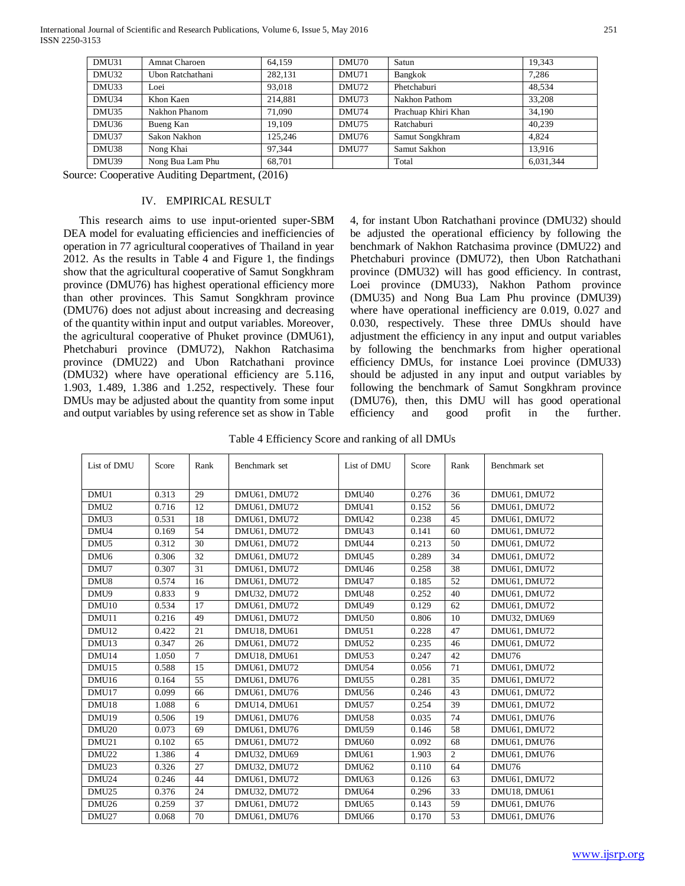| DMU31 | Amnat Charoen | 64,159 | DMU70 | Satun | 19,343 |
|---|---|---|---|---|---|
| DMU32 | Ubon Ratchathani | 282,131 | DMU71 | Bangkok | 7,286 |
| DMU33 | Loei | 93,018 | DMU72 | Phetchaburi | 48,534 |
| DMU34 | Khon Kaen | 214,881 | DMU73 | Nakhon Pathom | 33,208 |
| DMU35 | Nakhon Phanom | 71,090 | DMU74 | Prachuap Khiri Khan | 34,190 |
| DMU36 | Bueng Kan | 19,109 | DMU75 | Ratchaburi | 40,239 |
| DMU37 | Sakon Nakhon | 125,246 | DMU76 | Samut Songkhram | 4,824 |
| DMU38 | Nong Khai | 97,344 | DMU77 | Samut Sakhon | 13,916 |
| DMU39 | Nong Bua Lam Phu | 68,701 | | Total | 6,031,344 |

Source: Cooperative Auditing Department, (2016)

## IV. EMPIRICAL RESULT

This research aims to use input-oriented super-SBM DEA model for evaluating efficiencies and inefficiencies of operation in 77 agricultural cooperatives of Thailand in year 2012. As the results in Table 4 and Figure 1, the findings show that the agricultural cooperative of Samut Songkhram province (DMU76) has highest operational efficiency more than other provinces. This Samut Songkhram province (DMU76) does not adjust about increasing and decreasing of the quantity within input and output variables. Moreover, the agricultural cooperative of Phuket province (DMU61), Phetchaburi province (DMU72), Nakhon Ratchasima province (DMU22) and Ubon Ratchathani province (DMU32) where have operational efficiency are 5.116, 1.903, 1.489, 1.386 and 1.252, respectively. These four DMUs may be adjusted about the quantity from some input and output variables by using reference set as show in Table 4, for instant Ubon Ratchathani province (DMU32) should be adjusted the operational efficiency by following the benchmark of Nakhon Ratchasima province (DMU22) and Phetchaburi province (DMU72), then Ubon Ratchathani province (DMU32) will has good efficiency. In contrast, Loei province (DMU33), Nakhon Pathom province (DMU35) and Nong Bua Lam Phu province (DMU39) where have operational inefficiency are 0.019, 0.027 and 0.030, respectively. These three DMUs should have adjustment the efficiency in any input and output variables by following the benchmarks from higher operational efficiency DMUs, for instance Loei province (DMU33) should be adjusted in any input and output variables by following the benchmark of Samut Songkhram province (DMU76), then, this DMU will has good operational efficiency and good profit in the further.

Table 4 Efficiency Score and ranking of all DMUs

| List of DMU | Score | Rank | Benchmark set | List of DMU | Score | Rank | Benchmark set |
|---|---|---|---|---|---|---|---|
| DMU1 | 0.313 | 29 | DMU61, DMU72 | DMU40 | 0.276 | 36 | DMU61, DMU72 |
| DMU2 | 0.716 | 12 | DMU61, DMU72 | DMU41 | 0.152 | 56 | DMU61, DMU72 |
| DMU3 | 0.531 | 18 | DMU61, DMU72 | DMU42 | 0.238 | 45 | DMU61, DMU72 |
| DMU4 | 0.169 | 54 | DMU61, DMU72 | DMU43 | 0.141 | 60 | DMU61, DMU72 |
| DMU5 | 0.312 | 30 | DMU61, DMU72 | DMU44 | 0.213 | 50 | DMU61, DMU72 |
| DMU6 | 0.306 | 32 | DMU61, DMU72 | DMU45 | 0.289 | 34 | DMU61, DMU72 |
| DMU7 | 0.307 | 31 | DMU61, DMU72 | DMU46 | 0.258 | 38 | DMU61, DMU72 |
| DMU8 | 0.574 | 16 | DMU61, DMU72 | DMU47 | 0.185 | 52 | DMU61, DMU72 |
| DMU9 | 0.833 | 9 | DMU32, DMU72 | DMU48 | 0.252 | 40 | DMU61, DMU72 |
| DMU10 | 0.534 | 17 | DMU61, DMU72 | DMU49 | 0.129 | 62 | DMU61, DMU72 |
| DMU11 | 0.216 | 49 | DMU61, DMU72 | DMU50 | 0.806 | 10 | DMU32, DMU69 |
| DMU12 | 0.422 | 21 | DMU18, DMU61 | DMU51 | 0.228 | 47 | DMU61, DMU72 |
| DMU13 | 0.347 | 26 | DMU61, DMU72 | DMU52 | 0.235 | 46 | DMU61, DMU72 |
| DMU14 | 1.050 | 7 | DMU18, DMU61 | DMU53 | 0.247 | 42 | DMU76 |
| DMU15 | 0.588 | 15 | DMU61, DMU72 | DMU54 | 0.056 | 71 | DMU61, DMU72 |
| DMU16 | 0.164 | 55 | DMU61, DMU76 | DMU55 | 0.281 | 35 | DMU61, DMU72 |
| DMU17 | 0.099 | 66 | DMU61, DMU76 | DMU56 | 0.246 | 43 | DMU61, DMU72 |
| DMU18 | 1.088 | 6 | DMU14, DMU61 | DMU57 | 0.254 | 39 | DMU61, DMU72 |
| DMU19 | 0.506 | 19 | DMU61, DMU76 | DMU58 | 0.035 | 74 | DMU61, DMU76 |
| DMU20 | 0.073 | 69 | DMU61, DMU76 | DMU59 | 0.146 | 58 | DMU61, DMU72 |
| DMU21 | 0.102 | 65 | DMU61, DMU72 | DMU60 | 0.092 | 68 | DMU61, DMU76 |
| DMU22 | 1.386 | 4 | DMU32, DMU69 | DMU61 | 1.903 | 2 | DMU61, DMU76 |
| DMU23 | 0.326 | 27 | DMU32, DMU72 | DMU62 | 0.110 | 64 | DMU76 |
| DMU24 | 0.246 | 44 | DMU61, DMU72 | DMU63 | 0.126 | 63 | DMU61, DMU72 |
| DMU25 | 0.376 | 24 | DMU32, DMU72 | DMU64 | 0.296 | 33 | DMU18, DMU61 |
| DMU26 | 0.259 | 37 | DMU61, DMU72 | DMU65 | 0.143 | 59 | DMU61, DMU76 |
| DMU27 | 0.068 | 70 | DMU61, DMU76 | DMU66 | 0.170 | 53 | DMU61, DMU76 |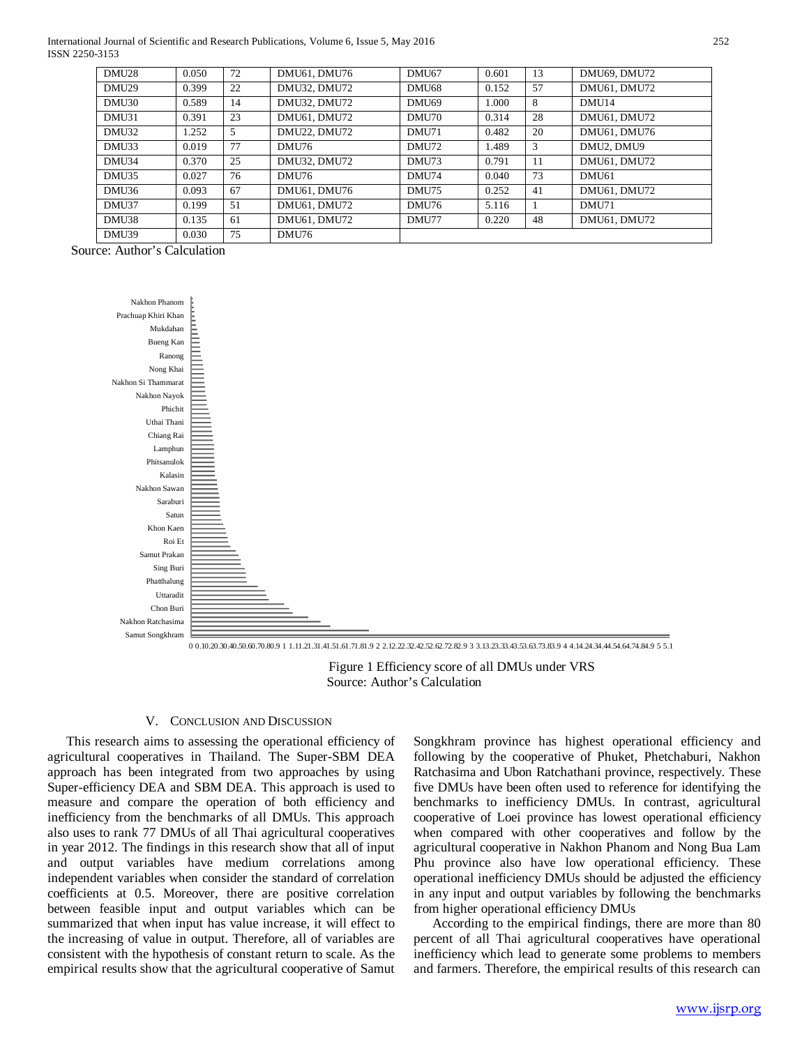| DMU28 | 0.050 | 72 | DMU61, DMU76 | DMU67 | 0.601 | 13 | DMU69, DMU72 |
|---|---|---|---|---|---|---|---|
| DMU29 | 0.399 | 22 | DMU32, DMU72 | DMU68 | 0.152 | 57 | DMU61, DMU72 |
| DMU30 | 0.589 | 14 | DMU32, DMU72 | DMU69 | 1.000 | 8 | DMU14 |
| DMU31 | 0.391 | 23 | DMU61, DMU72 | DMU70 | 0.314 | 28 | DMU61, DMU72 |
| DMU32 | 1.252 | 5 | DMU22, DMU72 | DMU71 | 0.482 | 20 | DMU61, DMU76 |
| DMU33 | 0.019 | 77 | DMU76 | DMU72 | 1.489 | 3 | DMU2, DMU9 |
| DMU34 | 0.370 | 25 | DMU32, DMU72 | DMU73 | 0.791 | 11 | DMU61, DMU72 |
| DMU35 | 0.027 | 76 | DMU76 | DMU74 | 0.040 | 73 | DMU61 |
| DMU36 | 0.093 | 67 | DMU61, DMU76 | DMU75 | 0.252 | 41 | DMU61, DMU72 |
| DMU37 | 0.199 | 51 | DMU61, DMU72 | DMU76 | 5.116 | 1 | DMU71 |
| DMU38 | 0.135 | 61 | DMU61, DMU72 | DMU77 | 0.220 | 48 | DMU61, DMU72 |
| DMU39 | 0.030 | 75 | DMU76 | | | | |

Source: Author's Calculation

Figure 1 Efficiency score of all DMUs under VRS
Source: Author's Calculation

## V. Conclusion and Discussion

This research aims to assessing the operational efficiency of agricultural cooperatives in Thailand. The Super-SBM DEA approach has been integrated from two approaches by using Super-efficiency DEA and SBM DEA. This approach is used to measure and compare the operation of both efficiency and inefficiency from the benchmarks of all DMUs. This approach also uses to rank 77 DMUs of all Thai agricultural cooperatives in year 2012. The findings in this research show that all of input and output variables have medium correlations among independent variables when consider the standard of correlation coefficients at 0.5. Moreover, there are positive correlation between feasible input and output variables which can be summarized that when input has value increase, it will effect to the increasing of value in output. Therefore, all of variables are consistent with the hypothesis of constant return to scale. As the empirical results show that the agricultural cooperative of Samut Songkhram province has highest operational efficiency and following by the cooperative of Phuket, Phetchaburi, Nakhon Ratchasima and Ubon Ratchathani province, respectively. These five DMUs have been often used to reference for identifying the benchmarks to inefficiency DMUs. In contrast, agricultural cooperative of Loei province has lowest operational efficiency when compared with other cooperatives and follow by the agricultural cooperative in Nakhon Phanom and Nong Bua Lam Phu province also have low operational efficiency. These operational inefficiency DMUs should be adjusted the efficiency in any input and output variables by following the benchmarks from higher operational efficiency DMUs

According to the empirical findings, there are more than 80 percent of all Thai agricultural cooperatives have operational inefficiency which lead to generate some problems to members and farmers. Therefore, the empirical results of this research can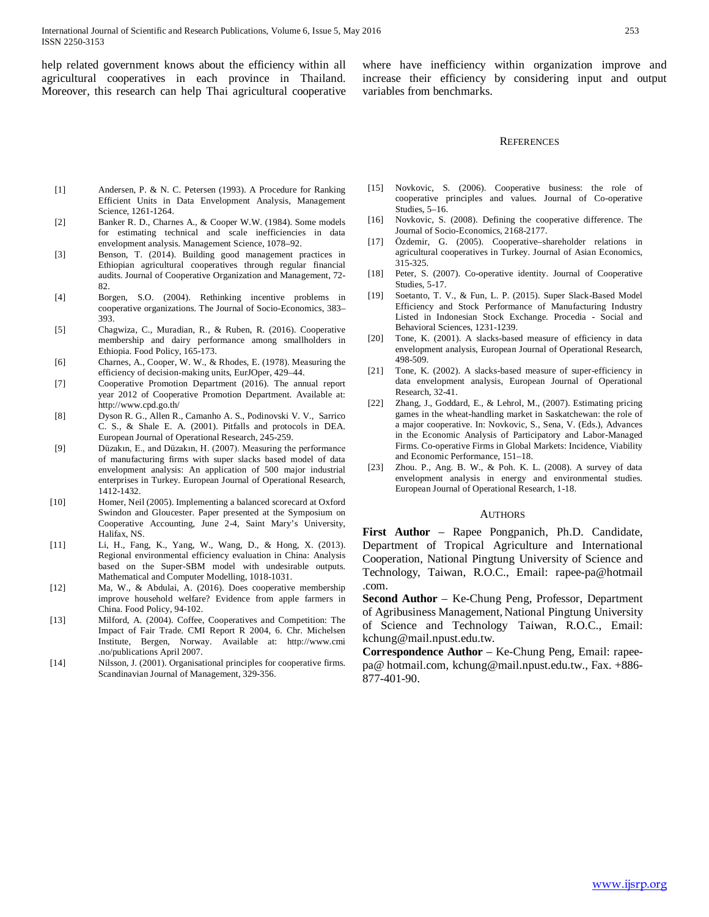help related government knows about the efficiency within all agricultural cooperatives in each province in Thailand. Moreover, this research can help Thai agricultural cooperative where have inefficiency within organization improve and increase their efficiency by considering input and output variables from benchmarks.

## REFERENCES

[1] Andersen, P. & N. C. Petersen (1993). A Procedure for Ranking Efficient Units in Data Envelopment Analysis, Management Science, 1261-1264.

[2] Banker R. D., Charnes A., & Cooper W.W. (1984). Some models for estimating technical and scale inefficiencies in data envelopment analysis. Management Science, 1078–92.

[3] Benson, T. (2014). Building good management practices in Ethiopian agricultural cooperatives through regular financial audits. Journal of Cooperative Organization and Management, 72-82.

[4] Borgen, S.O. (2004). Rethinking incentive problems in cooperative organizations. The Journal of Socio-Economics, 383–393.

[5] Chagwiza, C., Muradian, R., & Ruben, R. (2016). Cooperative membership and dairy performance among smallholders in Ethiopia. Food Policy, 165-173.

[6] Charnes, A., Cooper, W. W., & Rhodes, E. (1978). Measuring the efficiency of decision-making units, EurJOper, 429–44.

[7] Cooperative Promotion Department (2016). The annual report year 2012 of Cooperative Promotion Department. Available at: http://www.cpd.go.th/

[8] Dyson R. G., Allen R., Camanho A. S., Podinovski V. V., Sarrico C. S., & Shale E. A. (2001). Pitfalls and protocols in DEA. European Journal of Operational Research, 245-259.

[9] Düzakın, E., and Düzakın, H. (2007). Measuring the performance of manufacturing firms with super slacks based model of data envelopment analysis: An application of 500 major industrial enterprises in Turkey. European Journal of Operational Research, 1412-1432.

[10] Homer, Neil (2005). Implementing a balanced scorecard at Oxford Swindon and Gloucester. Paper presented at the Symposium on Cooperative Accounting, June 2-4, Saint Mary's University, Halifax, NS.

[11] Li, H., Fang, K., Yang, W., Wang, D., & Hong, X. (2013). Regional environmental efficiency evaluation in China: Analysis based on the Super-SBM model with undesirable outputs. Mathematical and Computer Modelling, 1018-1031.

[12] Ma, W., & Abdulai, A. (2016). Does cooperative membership improve household welfare? Evidence from apple farmers in China. Food Policy, 94-102.

[13] Milford, A. (2004). Coffee, Cooperatives and Competition: The Impact of Fair Trade. CMI Report R 2004, 6. Chr. Michelsen Institute, Bergen, Norway. Available at: http://www.cmi .no/publications April 2007.

[14] Nilsson, J. (2001). Organisational principles for cooperative firms. Scandinavian Journal of Management, 329-356.

[15] Novkovic, S. (2006). Cooperative business: the role of cooperative principles and values. Journal of Co-operative Studies, 5–16.

[16] Novkovic, S. (2008). Defining the cooperative difference. The Journal of Socio-Economics, 2168-2177.

[17] Özdemir, G. (2005). Cooperative–shareholder relations in agricultural cooperatives in Turkey. Journal of Asian Economics, 315-325.

[18] Peter, S. (2007). Co-operative identity. Journal of Cooperative Studies, 5-17.

[19] Soetanto, T. V., & Fun, L. P. (2015). Super Slack-Based Model Efficiency and Stock Performance of Manufacturing Industry Listed in Indonesian Stock Exchange. Procedia - Social and Behavioral Sciences, 1231-1239.

[20] Tone, K. (2001). A slacks-based measure of efficiency in data envelopment analysis, European Journal of Operational Research, 498-509.

[21] Tone, K. (2002). A slacks-based measure of super-efficiency in data envelopment analysis, European Journal of Operational Research, 32-41.

[22] Zhang, J., Goddard, E., & Lehrol, M., (2007). Estimating pricing games in the wheat-handling market in Saskatchewan: the role of a major cooperative. In: Novkovic, S., Sena, V. (Eds.), Advances in the Economic Analysis of Participatory and Labor-Managed Firms. Co-operative Firms in Global Markets: Incidence, Viability and Economic Performance, 151–18.

[23] Zhou. P., Ang. B. W., & Poh. K. L. (2008). A survey of data envelopment analysis in energy and environmental studies. European Journal of Operational Research, 1-18.

## AUTHORS

**First Author** – Rapee Pongpanich, Ph.D. Candidate, Department of Tropical Agriculture and International Cooperation, National Pingtung University of Science and Technology, Taiwan, R.O.C., Email: rapee-pa@hotmail .com.

**Second Author** – Ke-Chung Peng, Professor, Department of Agribusiness Management, National Pingtung University of Science and Technology Taiwan, R.O.C., Email: kchung@mail.npust.edu.tw.

**Correspondence Author** – Ke-Chung Peng, Email: rapee-pa@ hotmail.com, kchung@mail.npust.edu.tw., Fax. +886-877-401-90.